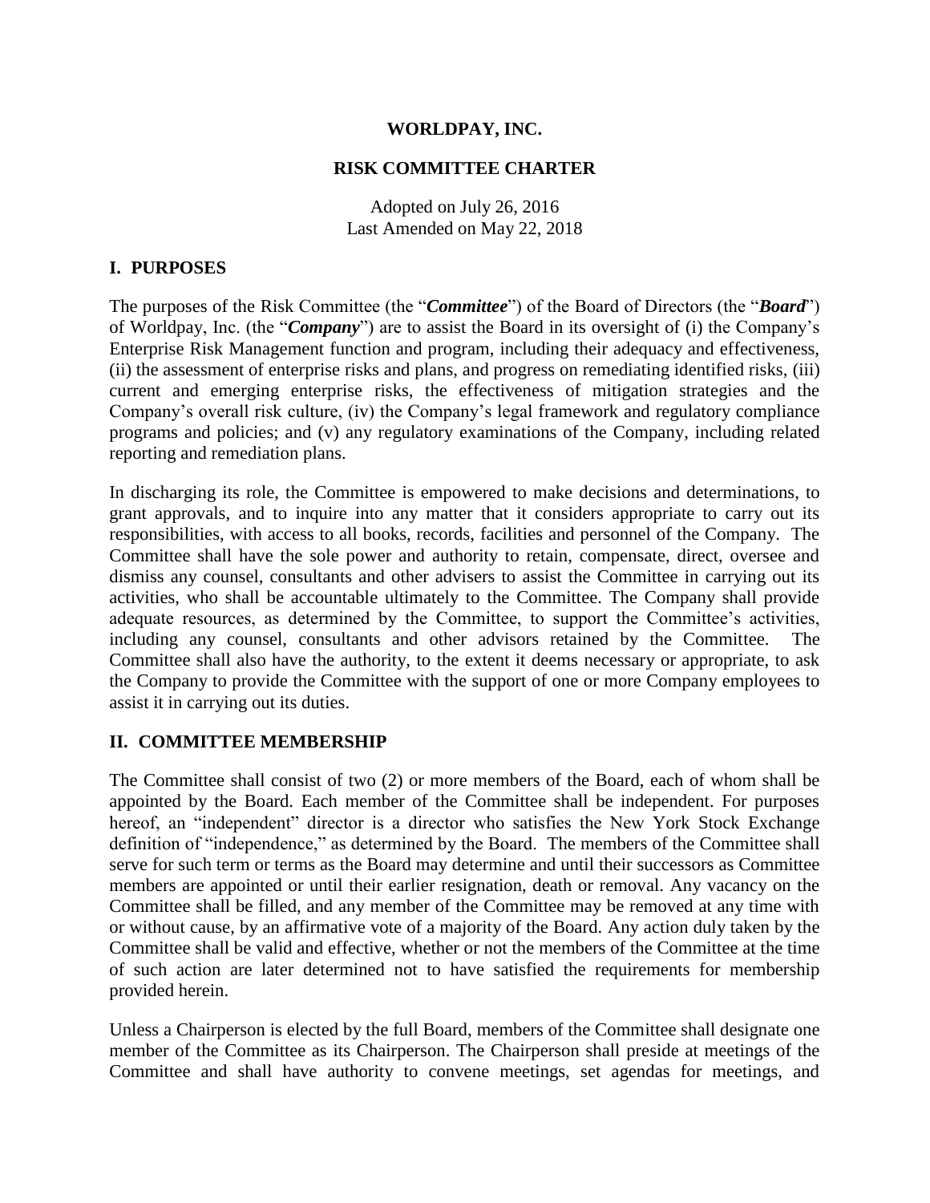**WORLDPAY, INC.**

**RISK COMMITTEE CHARTER**

Adopted on July 26, 2016
Last Amended on May 22, 2018

## I. PURPOSES

The purposes of the Risk Committee (the "***Committee***") of the Board of Directors (the "***Board***") of Worldpay, Inc. (the "***Company***") are to assist the Board in its oversight of (i) the Company's Enterprise Risk Management function and program, including their adequacy and effectiveness, (ii) the assessment of enterprise risks and plans, and progress on remediating identified risks, (iii) current and emerging enterprise risks, the effectiveness of mitigation strategies and the Company's overall risk culture, (iv) the Company's legal framework and regulatory compliance programs and policies; and (v) any regulatory examinations of the Company, including related reporting and remediation plans.

In discharging its role, the Committee is empowered to make decisions and determinations, to grant approvals, and to inquire into any matter that it considers appropriate to carry out its responsibilities, with access to all books, records, facilities and personnel of the Company. The Committee shall have the sole power and authority to retain, compensate, direct, oversee and dismiss any counsel, consultants and other advisers to assist the Committee in carrying out its activities, who shall be accountable ultimately to the Committee. The Company shall provide adequate resources, as determined by the Committee, to support the Committee's activities, including any counsel, consultants and other advisors retained by the Committee. The Committee shall also have the authority, to the extent it deems necessary or appropriate, to ask the Company to provide the Committee with the support of one or more Company employees to assist it in carrying out its duties.

## II. COMMITTEE MEMBERSHIP

The Committee shall consist of two (2) or more members of the Board, each of whom shall be appointed by the Board. Each member of the Committee shall be independent. For purposes hereof, an "independent" director is a director who satisfies the New York Stock Exchange definition of "independence," as determined by the Board. The members of the Committee shall serve for such term or terms as the Board may determine and until their successors as Committee members are appointed or until their earlier resignation, death or removal. Any vacancy on the Committee shall be filled, and any member of the Committee may be removed at any time with or without cause, by an affirmative vote of a majority of the Board. Any action duly taken by the Committee shall be valid and effective, whether or not the members of the Committee at the time of such action are later determined not to have satisfied the requirements for membership provided herein.

Unless a Chairperson is elected by the full Board, members of the Committee shall designate one member of the Committee as its Chairperson. The Chairperson shall preside at meetings of the Committee and shall have authority to convene meetings, set agendas for meetings, and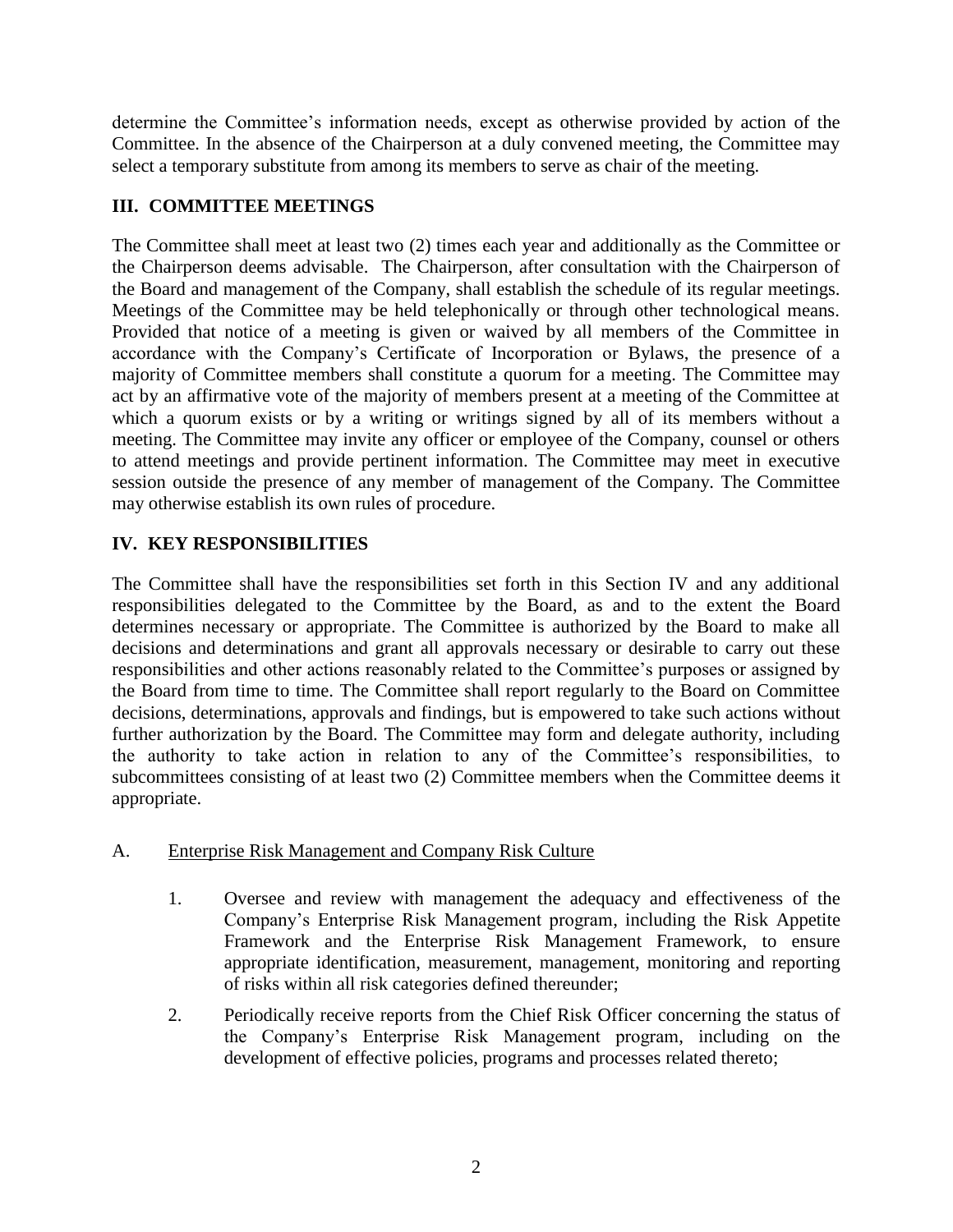determine the Committee's information needs, except as otherwise provided by action of the Committee. In the absence of the Chairperson at a duly convened meeting, the Committee may select a temporary substitute from among its members to serve as chair of the meeting.

## III. COMMITTEE MEETINGS

The Committee shall meet at least two (2) times each year and additionally as the Committee or the Chairperson deems advisable. The Chairperson, after consultation with the Chairperson of the Board and management of the Company, shall establish the schedule of its regular meetings. Meetings of the Committee may be held telephonically or through other technological means. Provided that notice of a meeting is given or waived by all members of the Committee in accordance with the Company's Certificate of Incorporation or Bylaws, the presence of a majority of Committee members shall constitute a quorum for a meeting. The Committee may act by an affirmative vote of the majority of members present at a meeting of the Committee at which a quorum exists or by a writing or writings signed by all of its members without a meeting. The Committee may invite any officer or employee of the Company, counsel or others to attend meetings and provide pertinent information. The Committee may meet in executive session outside the presence of any member of management of the Company. The Committee may otherwise establish its own rules of procedure.

## IV. KEY RESPONSIBILITIES

The Committee shall have the responsibilities set forth in this Section IV and any additional responsibilities delegated to the Committee by the Board, as and to the extent the Board determines necessary or appropriate. The Committee is authorized by the Board to make all decisions and determinations and grant all approvals necessary or desirable to carry out these responsibilities and other actions reasonably related to the Committee's purposes or assigned by the Board from time to time. The Committee shall report regularly to the Board on Committee decisions, determinations, approvals and findings, but is empowered to take such actions without further authorization by the Board. The Committee may form and delegate authority, including the authority to take action in relation to any of the Committee's responsibilities, to subcommittees consisting of at least two (2) Committee members when the Committee deems it appropriate.

A. Enterprise Risk Management and Company Risk Culture

1. Oversee and review with management the adequacy and effectiveness of the Company's Enterprise Risk Management program, including the Risk Appetite Framework and the Enterprise Risk Management Framework, to ensure appropriate identification, measurement, management, monitoring and reporting of risks within all risk categories defined thereunder;
2. Periodically receive reports from the Chief Risk Officer concerning the status of the Company's Enterprise Risk Management program, including on the development of effective policies, programs and processes related thereto;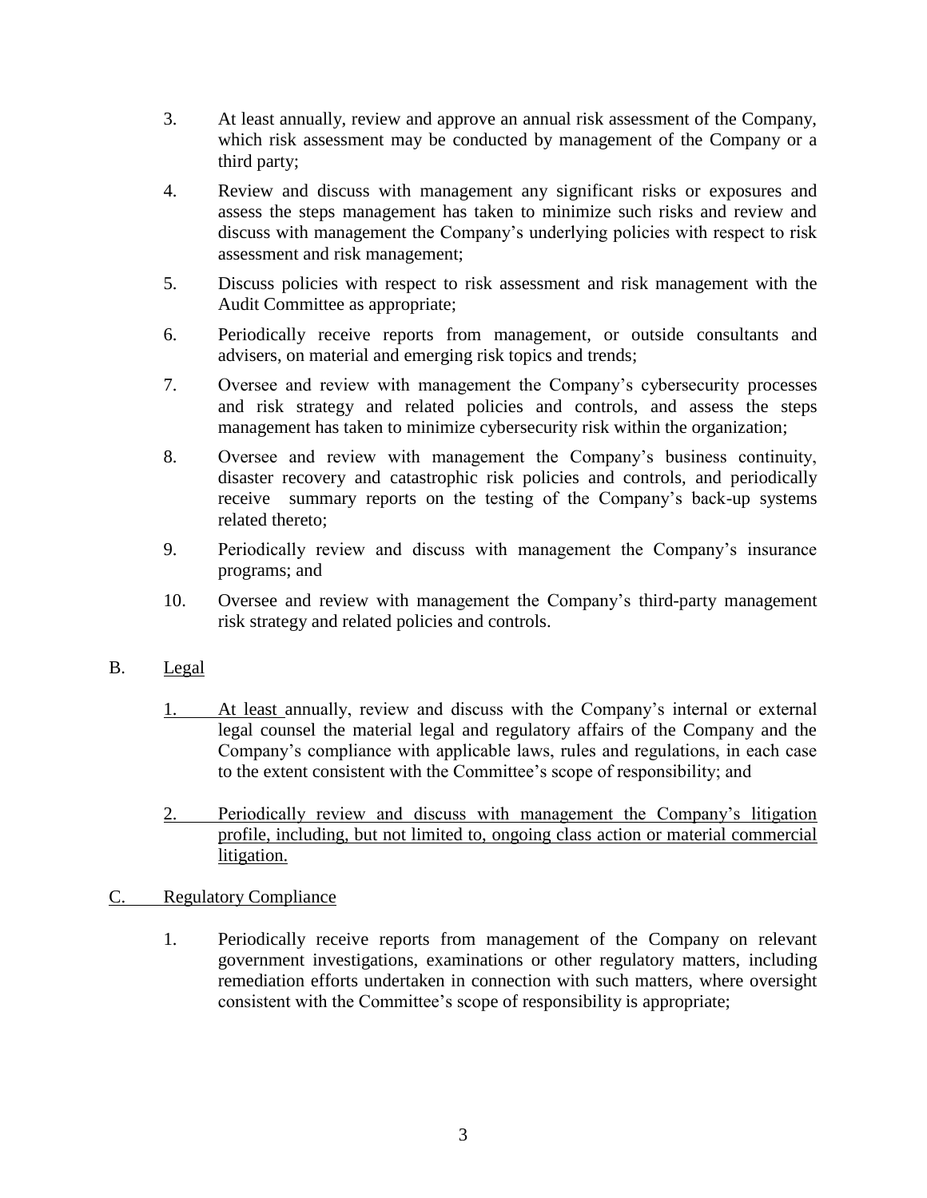3. At least annually, review and approve an annual risk assessment of the Company, which risk assessment may be conducted by management of the Company or a third party;

4. Review and discuss with management any significant risks or exposures and assess the steps management has taken to minimize such risks and review and discuss with management the Company's underlying policies with respect to risk assessment and risk management;

5. Discuss policies with respect to risk assessment and risk management with the Audit Committee as appropriate;

6. Periodically receive reports from management, or outside consultants and advisers, on material and emerging risk topics and trends;

7. Oversee and review with management the Company's cybersecurity processes and risk strategy and related policies and controls, and assess the steps management has taken to minimize cybersecurity risk within the organization;

8. Oversee and review with management the Company's business continuity, disaster recovery and catastrophic risk policies and controls, and periodically receive summary reports on the testing of the Company's back-up systems related thereto;

9. Periodically review and discuss with management the Company's insurance programs; and

10. Oversee and review with management the Company's third-party management risk strategy and related policies and controls.

B. <u>Legal</u>

1. At least annually, review and discuss with the Company's internal or external legal counsel the material legal and regulatory affairs of the Company and the Company's compliance with applicable laws, rules and regulations, in each case to the extent consistent with the Committee's scope of responsibility; and

2. <u>Periodically review and discuss with management the Company's litigation profile, including, but not limited to, ongoing class action or material commercial litigation.</u>

C. <u>Regulatory Compliance</u>

1. Periodically receive reports from management of the Company on relevant government investigations, examinations or other regulatory matters, including remediation efforts undertaken in connection with such matters, where oversight consistent with the Committee's scope of responsibility is appropriate;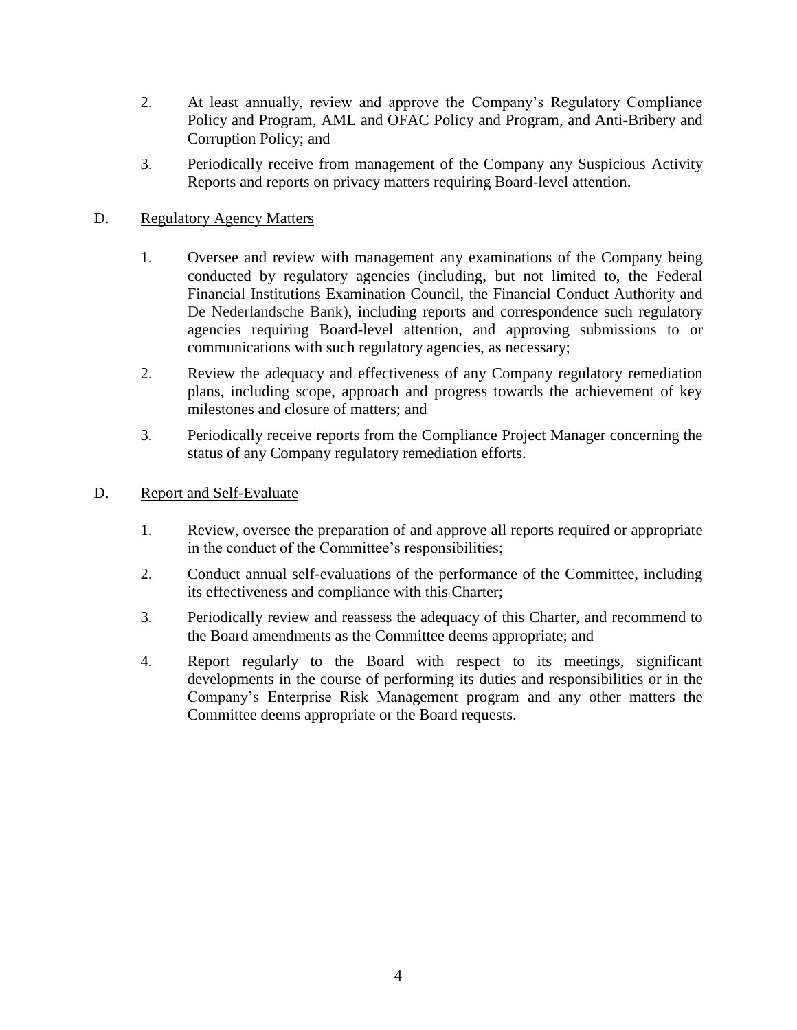2. At least annually, review and approve the Company's Regulatory Compliance Policy and Program, AML and OFAC Policy and Program, and Anti-Bribery and Corruption Policy; and

3. Periodically receive from management of the Company any Suspicious Activity Reports and reports on privacy matters requiring Board-level attention.

D. Regulatory Agency Matters

1. Oversee and review with management any examinations of the Company being conducted by regulatory agencies (including, but not limited to, the Federal Financial Institutions Examination Council, the Financial Conduct Authority and De Nederlandsche Bank), including reports and correspondence such regulatory agencies requiring Board-level attention, and approving submissions to or communications with such regulatory agencies, as necessary;

2. Review the adequacy and effectiveness of any Company regulatory remediation plans, including scope, approach and progress towards the achievement of key milestones and closure of matters; and

3. Periodically receive reports from the Compliance Project Manager concerning the status of any Company regulatory remediation efforts.

D. Report and Self-Evaluate

1. Review, oversee the preparation of and approve all reports required or appropriate in the conduct of the Committee's responsibilities;

2. Conduct annual self-evaluations of the performance of the Committee, including its effectiveness and compliance with this Charter;

3. Periodically review and reassess the adequacy of this Charter, and recommend to the Board amendments as the Committee deems appropriate; and

4. Report regularly to the Board with respect to its meetings, significant developments in the course of performing its duties and responsibilities or in the Company's Enterprise Risk Management program and any other matters the Committee deems appropriate or the Board requests.